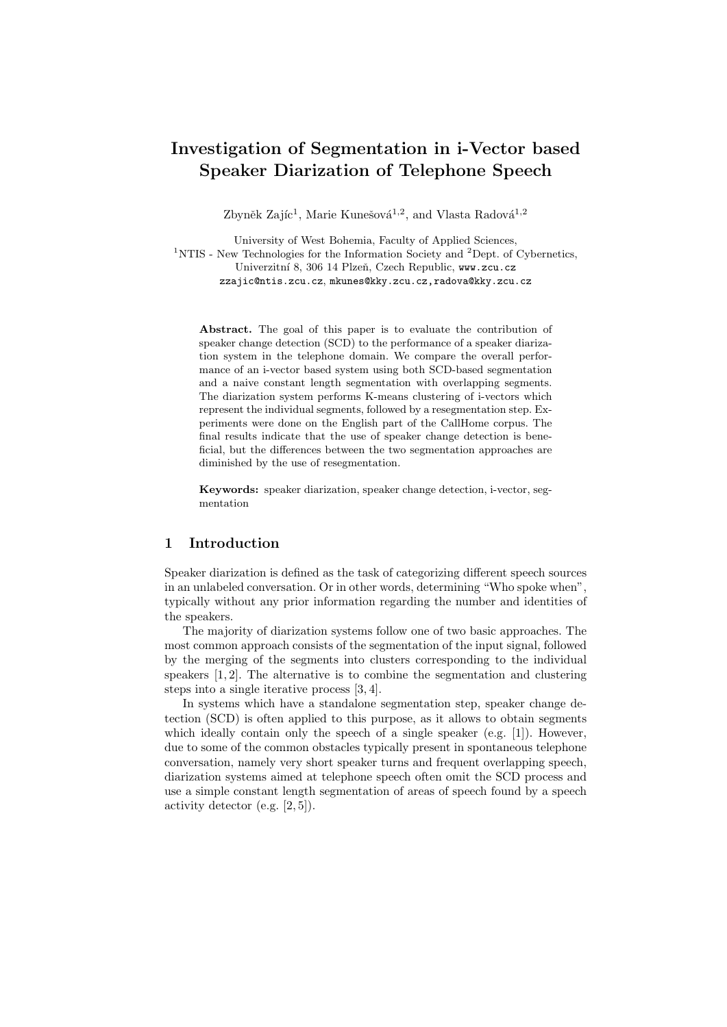# Investigation of Segmentation in i-Vector based Speaker Diarization of Telephone Speech

Zbyněk Zajíc[1], Marie Kunešová[1,2], and Vlasta Radová[1,2]

University of West Bohemia, Faculty of Applied Sciences,
[1]NTIS - New Technologies for the Information Society and [2]Dept. of Cybernetics,
Univerzitní 8, 306 14 Plzeň, Czech Republic, www.zcu.cz
zzajic@ntis.zcu.cz, mkunes@kky.zcu.cz, radova@kky.zcu.cz

**Abstract.** The goal of this paper is to evaluate the contribution of speaker change detection (SCD) to the performance of a speaker diarization system in the telephone domain. We compare the overall performance of an i-vector based system using both SCD-based segmentation and a naive constant length segmentation with overlapping segments. The diarization system performs K-means clustering of i-vectors which represent the individual segments, followed by a resegmentation step. Experiments were done on the English part of the CallHome corpus. The final results indicate that the use of speaker change detection is beneficial, but the differences between the two segmentation approaches are diminished by the use of resegmentation.

**Keywords:** speaker diarization, speaker change detection, i-vector, segmentation

## 1 Introduction

Speaker diarization is defined as the task of categorizing different speech sources in an unlabeled conversation. Or in other words, determining "Who spoke when", typically without any prior information regarding the number and identities of the speakers.

The majority of diarization systems follow one of two basic approaches. The most common approach consists of the segmentation of the input signal, followed by the merging of the segments into clusters corresponding to the individual speakers [1, 2]. The alternative is to combine the segmentation and clustering steps into a single iterative process [3, 4].

In systems which have a standalone segmentation step, speaker change detection (SCD) is often applied to this purpose, as it allows to obtain segments which ideally contain only the speech of a single speaker (e.g. [1]). However, due to some of the common obstacles typically present in spontaneous telephone conversation, namely very short speaker turns and frequent overlapping speech, diarization systems aimed at telephone speech often omit the SCD process and use a simple constant length segmentation of areas of speech found by a speech activity detector (e.g. [2, 5]).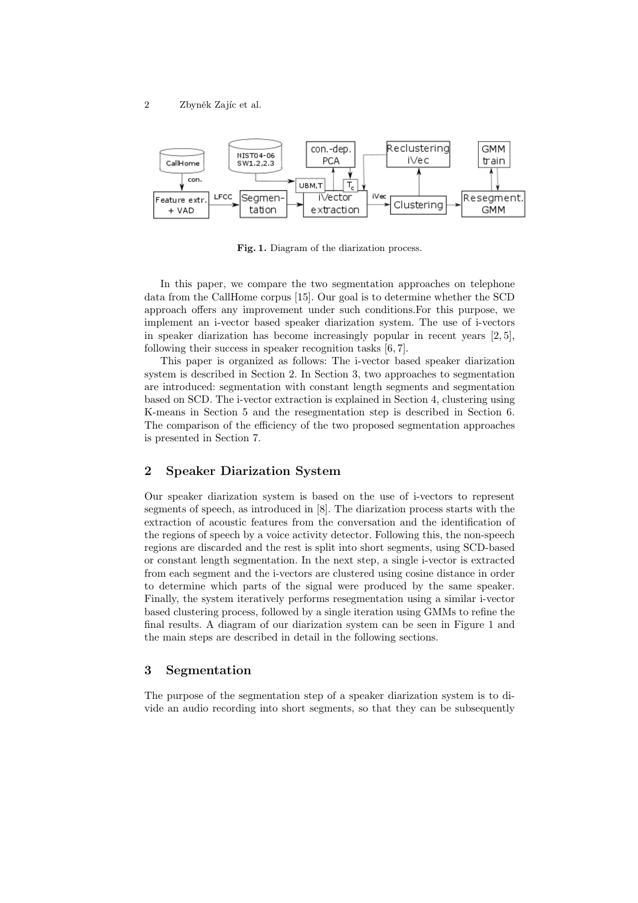**Fig. 1.** Diagram of the diarization process.

In this paper, we compare the two segmentation approaches on telephone data from the CallHome corpus [15]. Our goal is to determine whether the SCD approach offers any improvement under such conditions.For this purpose, we implement an i-vector based speaker diarization system. The use of i-vectors in speaker diarization has become increasingly popular in recent years [2, 5], following their success in speaker recognition tasks [6, 7].

This paper is organized as follows: The i-vector based speaker diarization system is described in Section 2. In Section 3, two approaches to segmentation are introduced: segmentation with constant length segments and segmentation based on SCD. The i-vector extraction is explained in Section 4, clustering using K-means in Section 5 and the resegmentation step is described in Section 6. The comparison of the efficiency of the two proposed segmentation approaches is presented in Section 7.

## 2 Speaker Diarization System

Our speaker diarization system is based on the use of i-vectors to represent segments of speech, as introduced in [8]. The diarization process starts with the extraction of acoustic features from the conversation and the identification of the regions of speech by a voice activity detector. Following this, the non-speech regions are discarded and the rest is split into short segments, using SCD-based or constant length segmentation. In the next step, a single i-vector is extracted from each segment and the i-vectors are clustered using cosine distance in order to determine which parts of the signal were produced by the same speaker. Finally, the system iteratively performs resegmentation using a similar i-vector based clustering process, followed by a single iteration using GMMs to refine the final results. A diagram of our diarization system can be seen in Figure 1 and the main steps are described in detail in the following sections.

## 3 Segmentation

The purpose of the segmentation step of a speaker diarization system is to divide an audio recording into short segments, so that they can be subsequently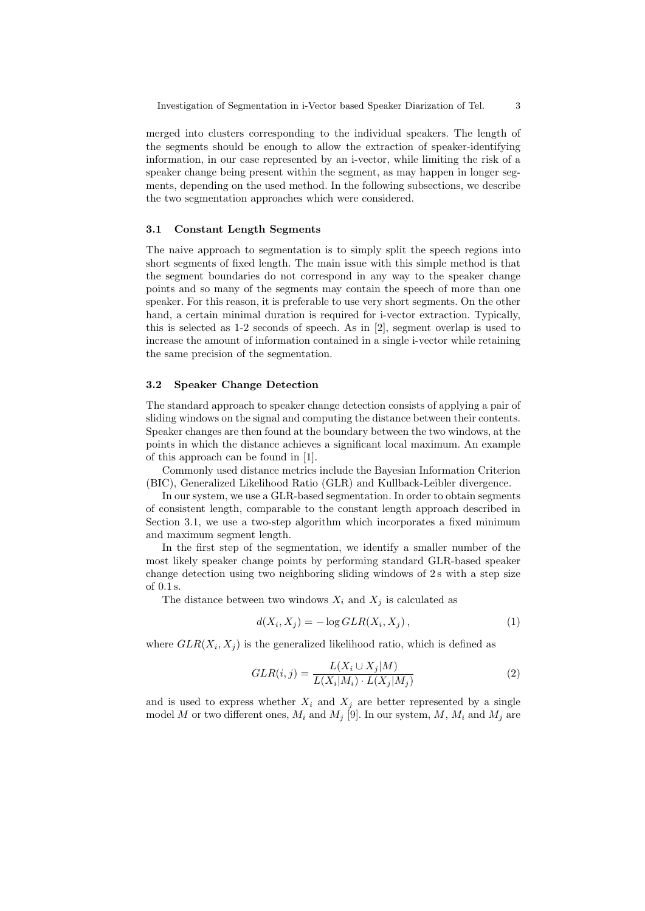merged into clusters corresponding to the individual speakers. The length of the segments should be enough to allow the extraction of speaker-identifying information, in our case represented by an i-vector, while limiting the risk of a speaker change being present within the segment, as may happen in longer segments, depending on the used method. In the following subsections, we describe the two segmentation approaches which were considered.

### 3.1 Constant Length Segments

The naive approach to segmentation is to simply split the speech regions into short segments of fixed length. The main issue with this simple method is that the segment boundaries do not correspond in any way to the speaker change points and so many of the segments may contain the speech of more than one speaker. For this reason, it is preferable to use very short segments. On the other hand, a certain minimal duration is required for i-vector extraction. Typically, this is selected as 1-2 seconds of speech. As in [2], segment overlap is used to increase the amount of information contained in a single i-vector while retaining the same precision of the segmentation.

### 3.2 Speaker Change Detection

The standard approach to speaker change detection consists of applying a pair of sliding windows on the signal and computing the distance between their contents. Speaker changes are then found at the boundary between the two windows, at the points in which the distance achieves a significant local maximum. An example of this approach can be found in [1].

Commonly used distance metrics include the Bayesian Information Criterion (BIC), Generalized Likelihood Ratio (GLR) and Kullback-Leibler divergence.

In our system, we use a GLR-based segmentation. In order to obtain segments of consistent length, comparable to the constant length approach described in Section 3.1, we use a two-step algorithm which incorporates a fixed minimum and maximum segment length.

In the first step of the segmentation, we identify a smaller number of the most likely speaker change points by performing standard GLR-based speaker change detection using two neighboring sliding windows of 2 s with a step size of 0.1 s.

The distance between two windows $X_i$ and $X_j$ is calculated as

$$d(X_i, X_j) = -\log GLR(X_i, X_j) \,, \tag{1}$$

where $GLR(X_i, X_j)$ is the generalized likelihood ratio, which is defined as

$$GLR(i,j) = \frac{L(X_i \cup X_j | M)}{L(X_i | M_i) \cdot L(X_j | M_j)} \tag{2}$$

and is used to express whether $X_i$ and $X_j$ are better represented by a single model $M$ or two different ones, $M_i$ and $M_j$ [9]. In our system, $M$, $M_i$ and $M_j$ are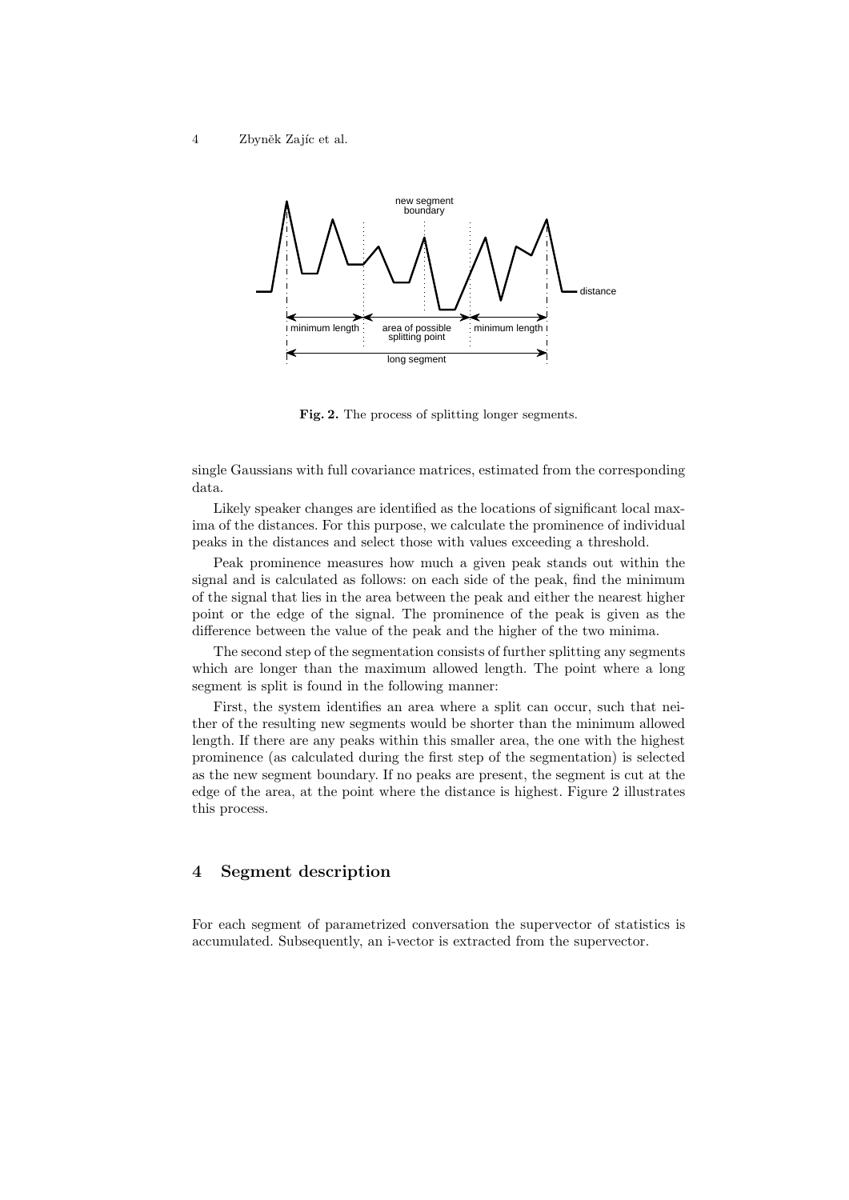Fig. 2. The process of splitting longer segments.

single Gaussians with full covariance matrices, estimated from the corresponding data.

Likely speaker changes are identified as the locations of significant local maxima of the distances. For this purpose, we calculate the prominence of individual peaks in the distances and select those with values exceeding a threshold.

Peak prominence measures how much a given peak stands out within the signal and is calculated as follows: on each side of the peak, find the minimum of the signal that lies in the area between the peak and either the nearest higher point or the edge of the signal. The prominence of the peak is given as the difference between the value of the peak and the higher of the two minima.

The second step of the segmentation consists of further splitting any segments which are longer than the maximum allowed length. The point where a long segment is split is found in the following manner:

First, the system identifies an area where a split can occur, such that neither of the resulting new segments would be shorter than the minimum allowed length. If there are any peaks within this smaller area, the one with the highest prominence (as calculated during the first step of the segmentation) is selected as the new segment boundary. If no peaks are present, the segment is cut at the edge of the area, at the point where the distance is highest. Figure 2 illustrates this process.

## 4 Segment description

For each segment of parametrized conversation the supervector of statistics is accumulated. Subsequently, an i-vector is extracted from the supervector.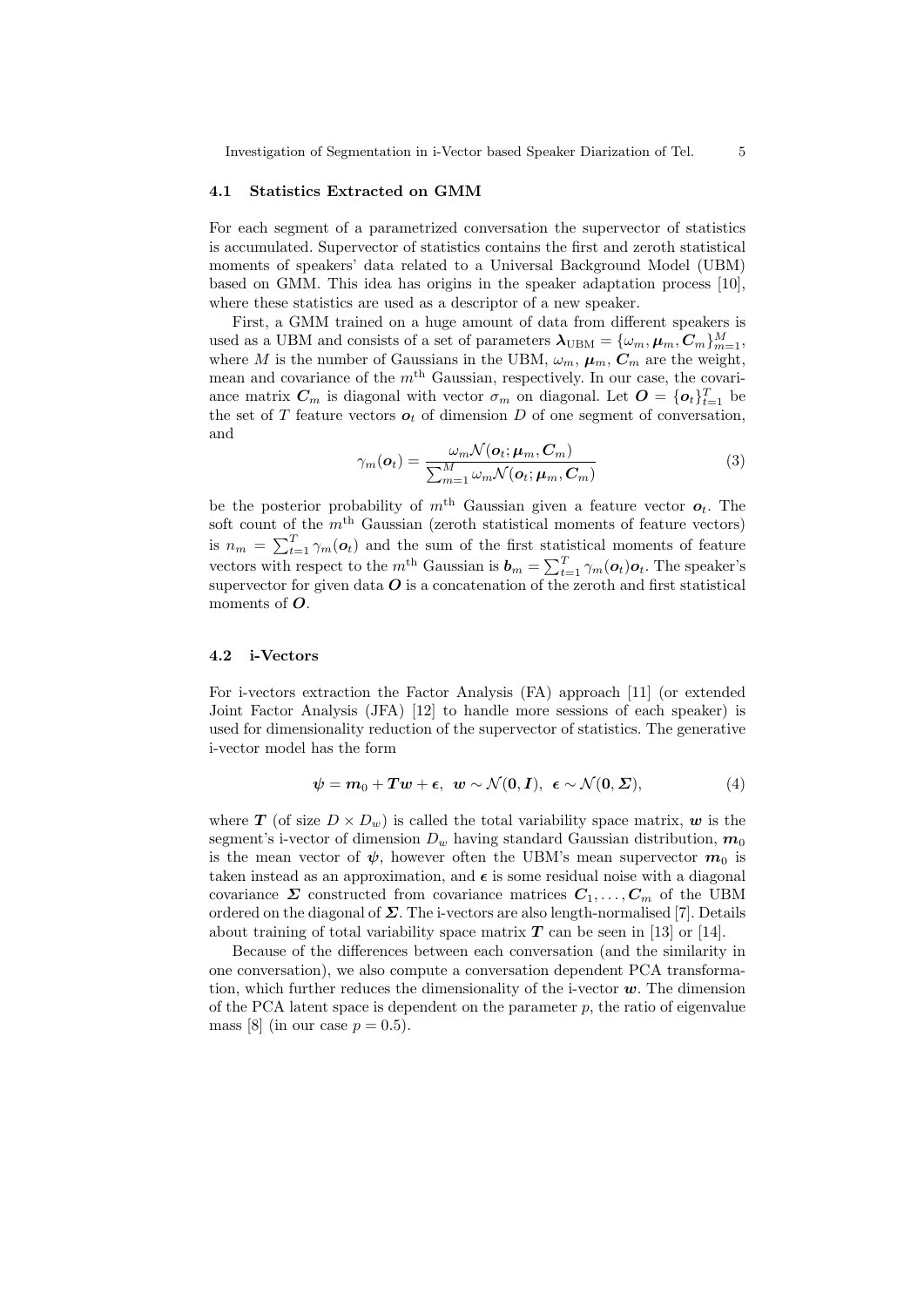### 4.1 Statistics Extracted on GMM

For each segment of a parametrized conversation the supervector of statistics is accumulated. Supervector of statistics contains the first and zeroth statistical moments of speakers' data related to a Universal Background Model (UBM) based on GMM. This idea has origins in the speaker adaptation process [10], where these statistics are used as a descriptor of a new speaker.

First, a GMM trained on a huge amount of data from different speakers is used as a UBM and consists of a set of parameters $\boldsymbol{\lambda}_{\text{UBM}} = \{\omega_m, \boldsymbol{\mu}_m, \boldsymbol{C}_m\}_{m=1}^{M}$, where $M$ is the number of Gaussians in the UBM, $\omega_m$, $\boldsymbol{\mu}_m$, $\boldsymbol{C}_m$ are the weight, mean and covariance of the $m^{\text{th}}$ Gaussian, respectively. In our case, the covariance matrix $\boldsymbol{C}_m$ is diagonal with vector $\sigma_m$ on diagonal. Let $\boldsymbol{O} = \{\boldsymbol{o}_t\}_{t=1}^{T}$ be the set of $T$ feature vectors $\boldsymbol{o}_t$ of dimension $D$ of one segment of conversation, and

$$\gamma_m(\boldsymbol{o}_t) = \frac{\omega_m \mathcal{N}(\boldsymbol{o}_t; \boldsymbol{\mu}_m, \boldsymbol{C}_m)}{\sum_{m=1}^{M} \omega_m \mathcal{N}(\boldsymbol{o}_t; \boldsymbol{\mu}_m, \boldsymbol{C}_m)} \tag{3}$$

be the posterior probability of $m^{\text{th}}$ Gaussian given a feature vector $\boldsymbol{o}_t$. The soft count of the $m^{\text{th}}$ Gaussian (zeroth statistical moments of feature vectors) is $n_m = \sum_{t=1}^{T} \gamma_m(\boldsymbol{o}_t)$ and the sum of the first statistical moments of feature vectors with respect to the $m^{\text{th}}$ Gaussian is $\boldsymbol{b}_m = \sum_{t=1}^{T} \gamma_m(\boldsymbol{o}_t)\boldsymbol{o}_t$. The speaker's supervector for given data $\boldsymbol{O}$ is a concatenation of the zeroth and first statistical moments of $\boldsymbol{O}$.

### 4.2 i-Vectors

For i-vectors extraction the Factor Analysis (FA) approach [11] (or extended Joint Factor Analysis (JFA) [12] to handle more sessions of each speaker) is used for dimensionality reduction of the supervector of statistics. The generative i-vector model has the form

$$\boldsymbol{\psi} = \boldsymbol{m}_0 + \boldsymbol{T}\boldsymbol{w} + \boldsymbol{\epsilon}, \;\; \boldsymbol{w} \sim \mathcal{N}(\boldsymbol{0}, \boldsymbol{I}), \;\; \boldsymbol{\epsilon} \sim \mathcal{N}(\boldsymbol{0}, \boldsymbol{\Sigma}), \tag{4}$$

where $\boldsymbol{T}$ (of size $D \times D_w$) is called the total variability space matrix, $\boldsymbol{w}$ is the segment's i-vector of dimension $D_w$ having standard Gaussian distribution, $\boldsymbol{m}_0$ is the mean vector of $\boldsymbol{\psi}$, however often the UBM's mean supervector $\boldsymbol{m}_0$ is taken instead as an approximation, and $\boldsymbol{\epsilon}$ is some residual noise with a diagonal covariance $\boldsymbol{\Sigma}$ constructed from covariance matrices $\boldsymbol{C}_1, \ldots, \boldsymbol{C}_m$ of the UBM ordered on the diagonal of $\boldsymbol{\Sigma}$. The i-vectors are also length-normalised [7]. Details about training of total variability space matrix $\boldsymbol{T}$ can be seen in [13] or [14].

Because of the differences between each conversation (and the similarity in one conversation), we also compute a conversation dependent PCA transformation, which further reduces the dimensionality of the i-vector $\boldsymbol{w}$. The dimension of the PCA latent space is dependent on the parameter $p$, the ratio of eigenvalue mass [8] (in our case $p = 0.5$).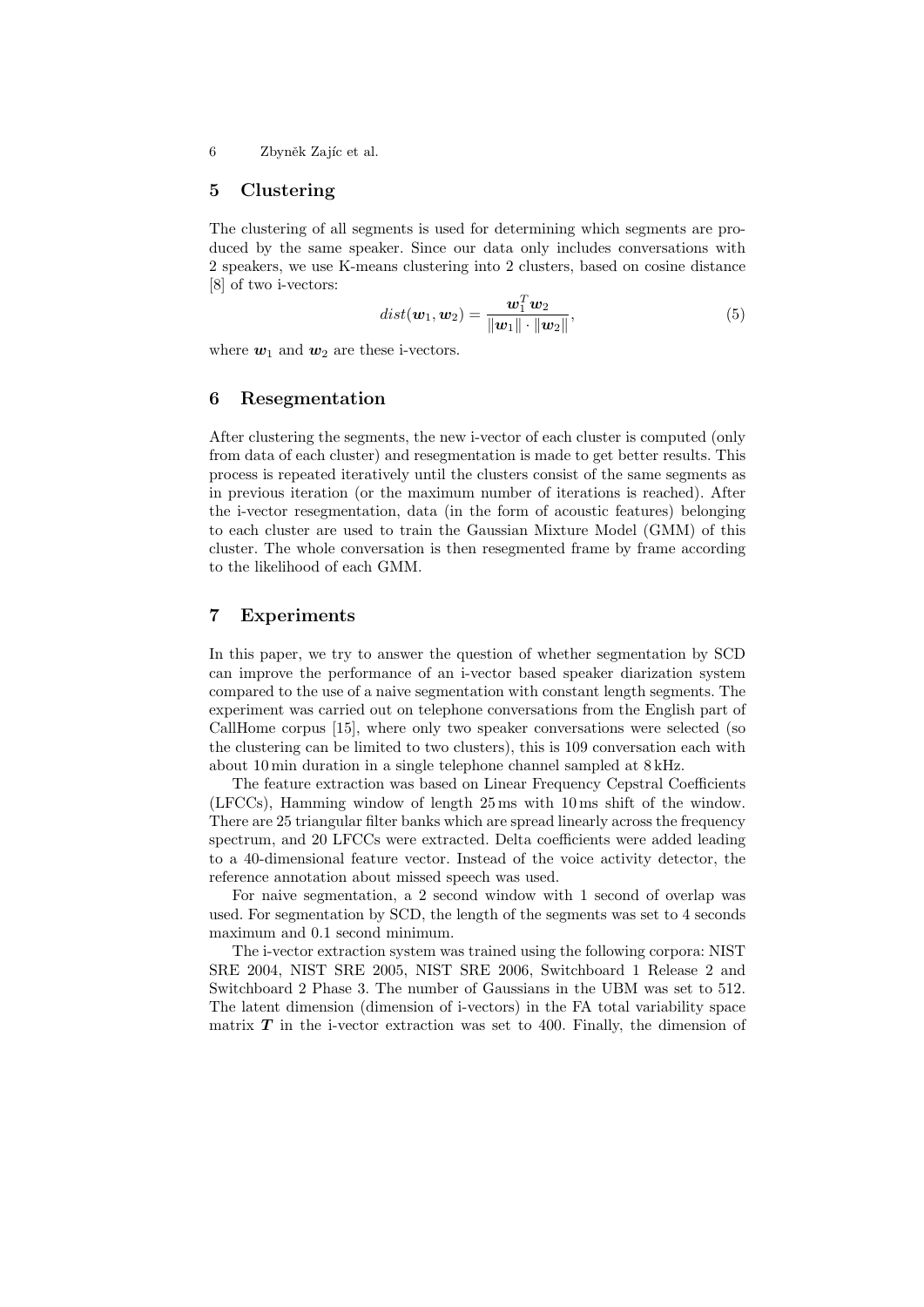## 5 Clustering

The clustering of all segments is used for determining which segments are produced by the same speaker. Since our data only includes conversations with 2 speakers, we use K-means clustering into 2 clusters, based on cosine distance [8] of two i-vectors:

$$dist(\boldsymbol{w}_1, \boldsymbol{w}_2) = \frac{\boldsymbol{w}_1^T \boldsymbol{w}_2}{\|\boldsymbol{w}_1\| \cdot \|\boldsymbol{w}_2\|}, \tag{5}$$

where $\boldsymbol{w}_1$ and $\boldsymbol{w}_2$ are these i-vectors.

## 6 Resegmentation

After clustering the segments, the new i-vector of each cluster is computed (only from data of each cluster) and resegmentation is made to get better results. This process is repeated iteratively until the clusters consist of the same segments as in previous iteration (or the maximum number of iterations is reached). After the i-vector resegmentation, data (in the form of acoustic features) belonging to each cluster are used to train the Gaussian Mixture Model (GMM) of this cluster. The whole conversation is then resegmented frame by frame according to the likelihood of each GMM.

## 7 Experiments

In this paper, we try to answer the question of whether segmentation by SCD can improve the performance of an i-vector based speaker diarization system compared to the use of a naive segmentation with constant length segments. The experiment was carried out on telephone conversations from the English part of CallHome corpus [15], where only two speaker conversations were selected (so the clustering can be limited to two clusters), this is 109 conversation each with about 10 min duration in a single telephone channel sampled at 8 kHz.

The feature extraction was based on Linear Frequency Cepstral Coefficients (LFCCs), Hamming window of length 25 ms with 10 ms shift of the window. There are 25 triangular filter banks which are spread linearly across the frequency spectrum, and 20 LFCCs were extracted. Delta coefficients were added leading to a 40-dimensional feature vector. Instead of the voice activity detector, the reference annotation about missed speech was used.

For naive segmentation, a 2 second window with 1 second of overlap was used. For segmentation by SCD, the length of the segments was set to 4 seconds maximum and 0.1 second minimum.

The i-vector extraction system was trained using the following corpora: NIST SRE 2004, NIST SRE 2005, NIST SRE 2006, Switchboard 1 Release 2 and Switchboard 2 Phase 3. The number of Gaussians in the UBM was set to 512. The latent dimension (dimension of i-vectors) in the FA total variability space matrix $\boldsymbol{T}$ in the i-vector extraction was set to 400. Finally, the dimension of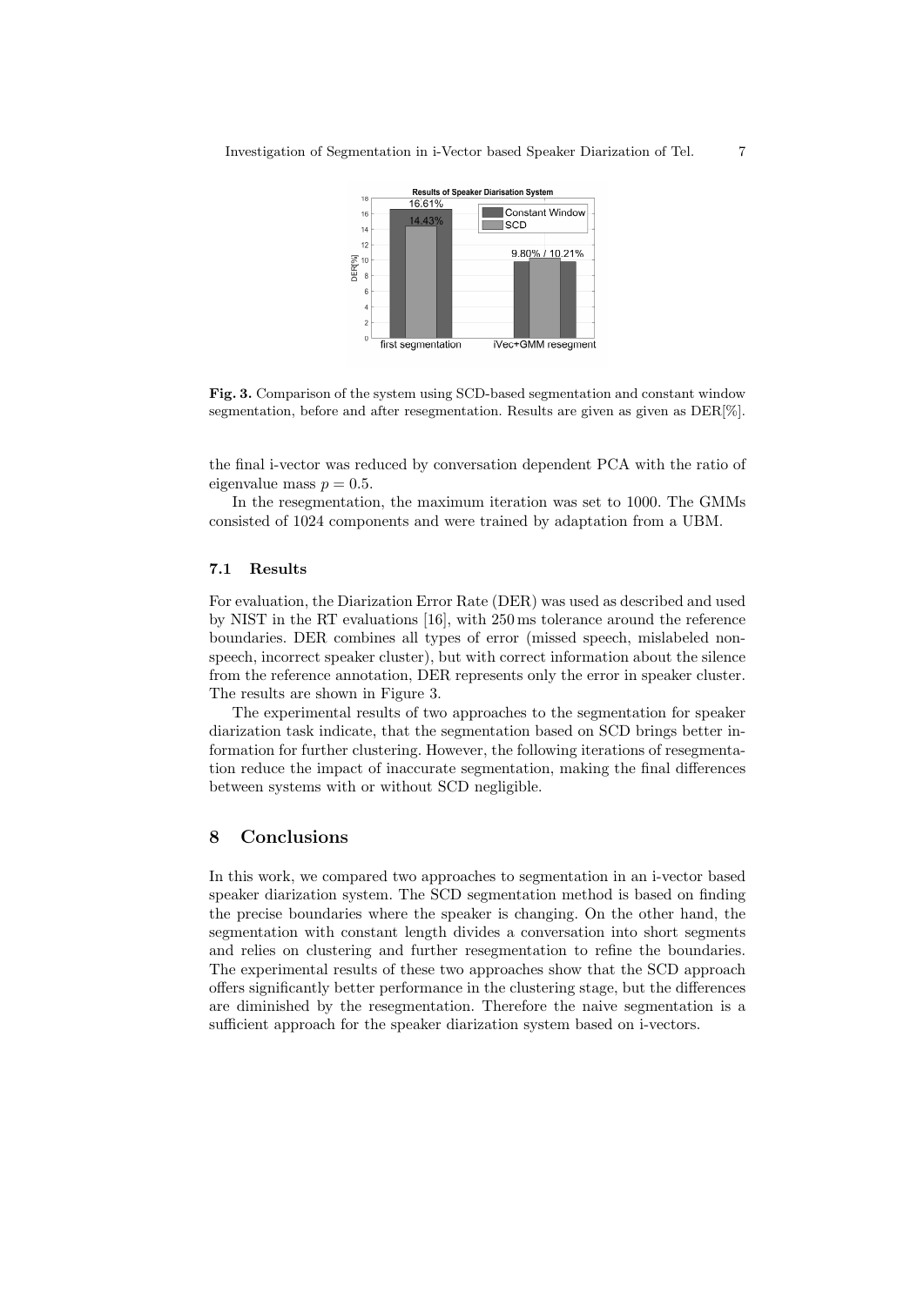**Fig. 3.** Comparison of the system using SCD-based segmentation and constant window segmentation, before and after resegmentation. Results are given as given as DER[%].

the final i-vector was reduced by conversation dependent PCA with the ratio of eigenvalue mass $p = 0.5$.

In the resegmentation, the maximum iteration was set to 1000. The GMMs consisted of 1024 components and were trained by adaptation from a UBM.

### 7.1 Results

For evaluation, the Diarization Error Rate (DER) was used as described and used by NIST in the RT evaluations [16], with 250 ms tolerance around the reference boundaries. DER combines all types of error (missed speech, mislabeled non-speech, incorrect speaker cluster), but with correct information about the silence from the reference annotation, DER represents only the error in speaker cluster. The results are shown in Figure 3.

The experimental results of two approaches to the segmentation for speaker diarization task indicate, that the segmentation based on SCD brings better information for further clustering. However, the following iterations of resegmentation reduce the impact of inaccurate segmentation, making the final differences between systems with or without SCD negligible.

## 8 Conclusions

In this work, we compared two approaches to segmentation in an i-vector based speaker diarization system. The SCD segmentation method is based on finding the precise boundaries where the speaker is changing. On the other hand, the segmentation with constant length divides a conversation into short segments and relies on clustering and further resegmentation to refine the boundaries. The experimental results of these two approaches show that the SCD approach offers significantly better performance in the clustering stage, but the differences are diminished by the resegmentation. Therefore the naive segmentation is a sufficient approach for the speaker diarization system based on i-vectors.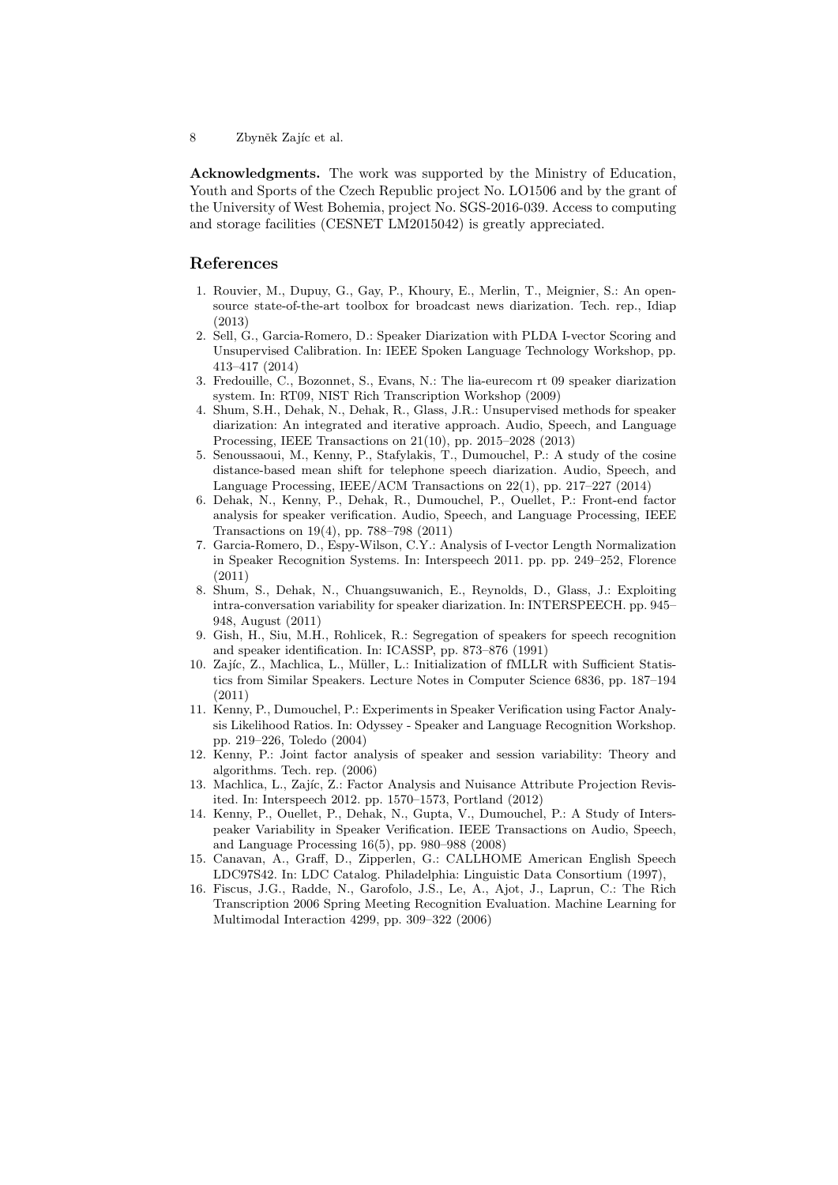**Acknowledgments.** The work was supported by the Ministry of Education, Youth and Sports of the Czech Republic project No. LO1506 and by the grant of the University of West Bohemia, project No. SGS-2016-039. Access to computing and storage facilities (CESNET LM2015042) is greatly appreciated.

## References

1. Rouvier, M., Dupuy, G., Gay, P., Khoury, E., Merlin, T., Meignier, S.: An open-source state-of-the-art toolbox for broadcast news diarization. Tech. rep., Idiap (2013)
2. Sell, G., Garcia-Romero, D.: Speaker Diarization with PLDA I-vector Scoring and Unsupervised Calibration. In: IEEE Spoken Language Technology Workshop, pp. 413–417 (2014)
3. Fredouille, C., Bozonnet, S., Evans, N.: The lia-eurecom rt 09 speaker diarization system. In: RT09, NIST Rich Transcription Workshop (2009)
4. Shum, S.H., Dehak, N., Dehak, R., Glass, J.R.: Unsupervised methods for speaker diarization: An integrated and iterative approach. Audio, Speech, and Language Processing, IEEE Transactions on 21(10), pp. 2015–2028 (2013)
5. Senoussaoui, M., Kenny, P., Stafylakis, T., Dumouchel, P.: A study of the cosine distance-based mean shift for telephone speech diarization. Audio, Speech, and Language Processing, IEEE/ACM Transactions on 22(1), pp. 217–227 (2014)
6. Dehak, N., Kenny, P., Dehak, R., Dumouchel, P., Ouellet, P.: Front-end factor analysis for speaker verification. Audio, Speech, and Language Processing, IEEE Transactions on 19(4), pp. 788–798 (2011)
7. Garcia-Romero, D., Espy-Wilson, C.Y.: Analysis of I-vector Length Normalization in Speaker Recognition Systems. In: Interspeech 2011. pp. pp. 249–252, Florence (2011)
8. Shum, S., Dehak, N., Chuangsuwanich, E., Reynolds, D., Glass, J.: Exploiting intra-conversation variability for speaker diarization. In: INTERSPEECH. pp. 945–948, August (2011)
9. Gish, H., Siu, M.H., Rohlicek, R.: Segregation of speakers for speech recognition and speaker identification. In: ICASSP, pp. 873–876 (1991)
10. Zajíc, Z., Machlica, L., Müller, L.: Initialization of fMLLR with Sufficient Statistics from Similar Speakers. Lecture Notes in Computer Science 6836, pp. 187–194 (2011)
11. Kenny, P., Dumouchel, P.: Experiments in Speaker Verification using Factor Analysis Likelihood Ratios. In: Odyssey - Speaker and Language Recognition Workshop. pp. 219–226, Toledo (2004)
12. Kenny, P.: Joint factor analysis of speaker and session variability: Theory and algorithms. Tech. rep. (2006)
13. Machlica, L., Zajíc, Z.: Factor Analysis and Nuisance Attribute Projection Revisited. In: Interspeech 2012. pp. 1570–1573, Portland (2012)
14. Kenny, P., Ouellet, P., Dehak, N., Gupta, V., Dumouchel, P.: A Study of Interspeaker Variability in Speaker Verification. IEEE Transactions on Audio, Speech, and Language Processing 16(5), pp. 980–988 (2008)
15. Canavan, A., Graff, D., Zipperlen, G.: CALLHOME American English Speech LDC97S42. In: LDC Catalog. Philadelphia: Linguistic Data Consortium (1997),
16. Fiscus, J.G., Radde, N., Garofolo, J.S., Le, A., Ajot, J., Laprun, C.: The Rich Transcription 2006 Spring Meeting Recognition Evaluation. Machine Learning for Multimodal Interaction 4299, pp. 309–322 (2006)